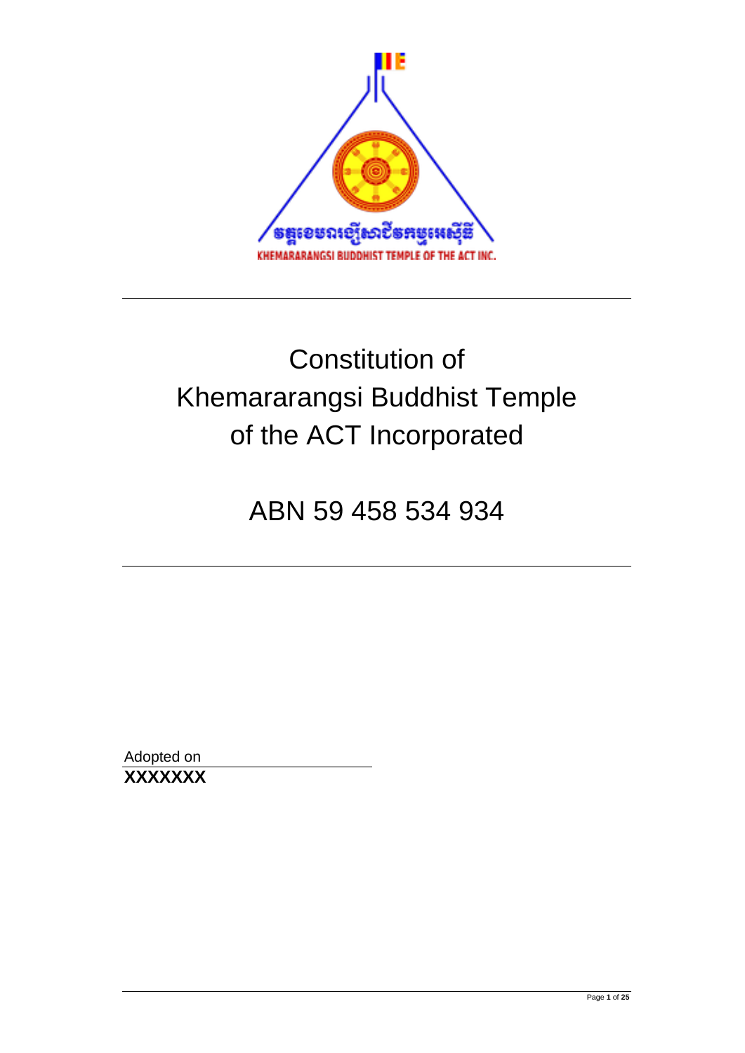# Constitution of Khemararangsi Buddhist Temple of the ACT Incorporated

## ABN 59 458 534 934

Adopted on

**XXXXXXX**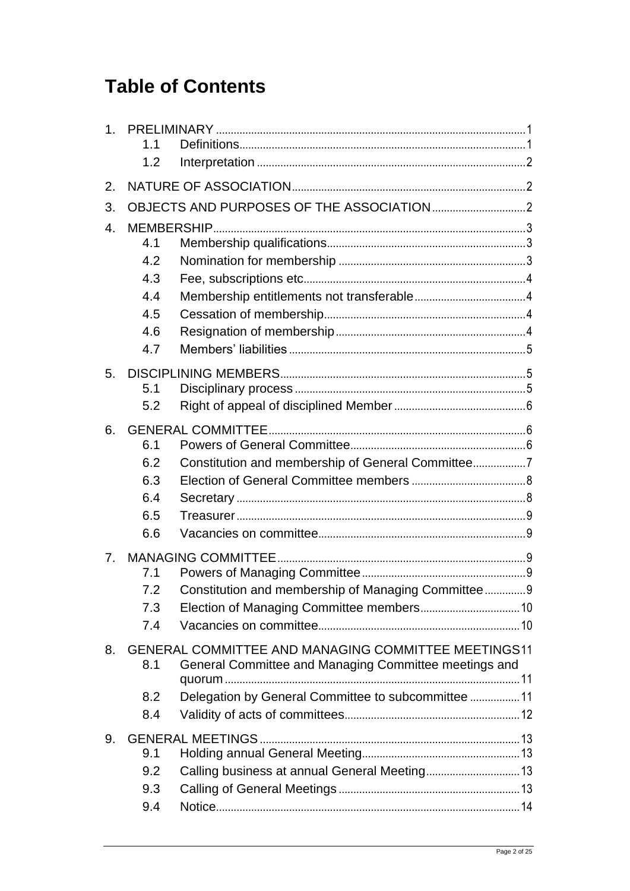# Table of Contents

1. PRELIMINARY ........ 1
   - 1.1 Definitions ........ 1
   - 1.2 Interpretation ........ 2
2. NATURE OF ASSOCIATION ........ 2
3. OBJECTS AND PURPOSES OF THE ASSOCIATION ........ 2
4. MEMBERSHIP ........ 3
   - 4.1 Membership qualifications ........ 3
   - 4.2 Nomination for membership ........ 3
   - 4.3 Fee, subscriptions etc ........ 4
   - 4.4 Membership entitlements not transferable ........ 4
   - 4.5 Cessation of membership ........ 4
   - 4.6 Resignation of membership ........ 4
   - 4.7 Members' liabilities ........ 5
5. DISCIPLINING MEMBERS ........ 5
   - 5.1 Disciplinary process ........ 5
   - 5.2 Right of appeal of disciplined Member ........ 6
6. GENERAL COMMITTEE ........ 6
   - 6.1 Powers of General Committee ........ 6
   - 6.2 Constitution and membership of General Committee ........ 7
   - 6.3 Election of General Committee members ........ 8
   - 6.4 Secretary ........ 8
   - 6.5 Treasurer ........ 9
   - 6.6 Vacancies on committee ........ 9
7. MANAGING COMMITTEE ........ 9
   - 7.1 Powers of Managing Committee ........ 9
   - 7.2 Constitution and membership of Managing Committee ........ 9
   - 7.3 Election of Managing Committee members ........ 10
   - 7.4 Vacancies on committee ........ 10
8. GENERAL COMMITTEE AND MANAGING COMMITTEE MEETINGS ........ 11
   - 8.1 General Committee and Managing Committee meetings and quorum ........ 11
   - 8.2 Delegation by General Committee to subcommittee ........ 11
   - 8.4 Validity of acts of committees ........ 12
9. GENERAL MEETINGS ........ 13
   - 9.1 Holding annual General Meeting ........ 13
   - 9.2 Calling business at annual General Meeting ........ 13
   - 9.3 Calling of General Meetings ........ 13
   - 9.4 Notice ........ 14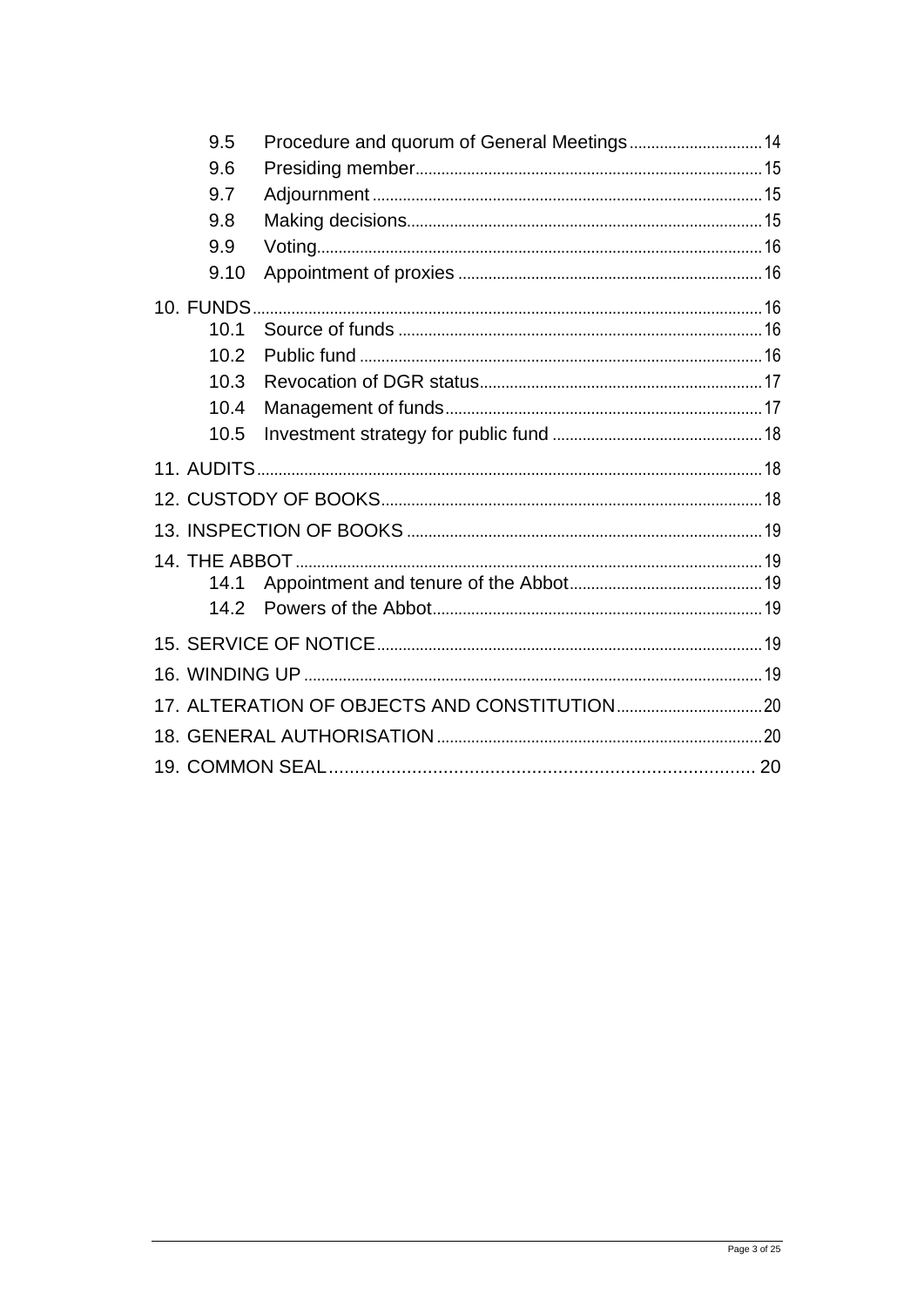9.5 Procedure and quorum of General Meetings ..... 14
9.6 Presiding member ..... 15
9.7 Adjournment ..... 15
9.8 Making decisions ..... 15
9.9 Voting ..... 16
9.10 Appointment of proxies ..... 16

10. FUNDS ..... 16
10.1 Source of funds ..... 16
10.2 Public fund ..... 16
10.3 Revocation of DGR status ..... 17
10.4 Management of funds ..... 17
10.5 Investment strategy for public fund ..... 18

11. AUDITS ..... 18

12. CUSTODY OF BOOKS ..... 18

13. INSPECTION OF BOOKS ..... 19

14. THE ABBOT ..... 19
14.1 Appointment and tenure of the Abbot ..... 19
14.2 Powers of the Abbot ..... 19

15. SERVICE OF NOTICE ..... 19

16. WINDING UP ..... 19

17. ALTERATION OF OBJECTS AND CONSTITUTION ..... 20

18. GENERAL AUTHORISATION ..... 20

19. COMMON SEAL ..... 20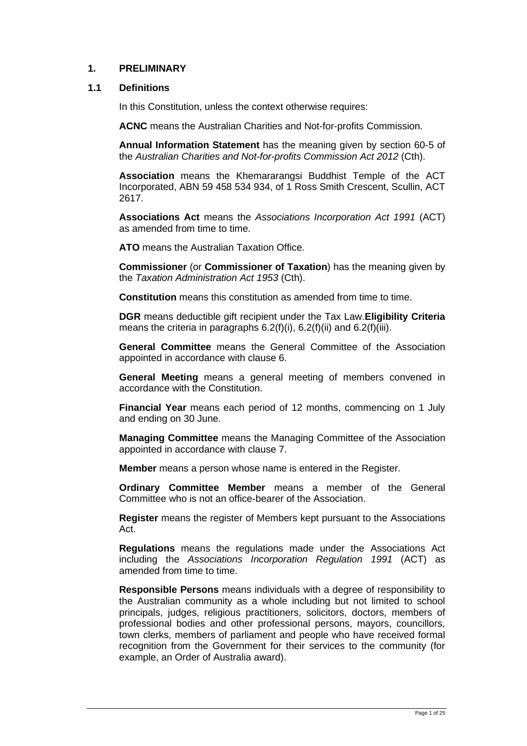## 1. PRELIMINARY

### 1.1 Definitions

In this Constitution, unless the context otherwise requires:

**ACNC** means the Australian Charities and Not-for-profits Commission.

**Annual Information Statement** has the meaning given by section 60-5 of the *Australian Charities and Not-for-profits Commission Act 2012* (Cth).

**Association** means the Khemararangsi Buddhist Temple of the ACT Incorporated, ABN 59 458 534 934, of 1 Ross Smith Crescent, Scullin, ACT 2617.

**Associations Act** means the *Associations Incorporation Act 1991* (ACT) as amended from time to time.

**ATO** means the Australian Taxation Office.

**Commissioner** (or **Commissioner of Taxation**) has the meaning given by the *Taxation Administration Act 1953* (Cth).

**Constitution** means this constitution as amended from time to time.

**DGR** means deductible gift recipient under the Tax Law.**Eligibility Criteria** means the criteria in paragraphs 6.2(f)(i), 6.2(f)(ii) and 6.2(f)(iii).

**General Committee** means the General Committee of the Association appointed in accordance with clause 6.

**General Meeting** means a general meeting of members convened in accordance with the Constitution.

**Financial Year** means each period of 12 months, commencing on 1 July and ending on 30 June.

**Managing Committee** means the Managing Committee of the Association appointed in accordance with clause 7.

**Member** means a person whose name is entered in the Register.

**Ordinary Committee Member** means a member of the General Committee who is not an office-bearer of the Association.

**Register** means the register of Members kept pursuant to the Associations Act.

**Regulations** means the regulations made under the Associations Act including the *Associations Incorporation Regulation 1991* (ACT) as amended from time to time.

**Responsible Persons** means individuals with a degree of responsibility to the Australian community as a whole including but not limited to school principals, judges, religious practitioners, solicitors, doctors, members of professional bodies and other professional persons, mayors, councillors, town clerks, members of parliament and people who have received formal recognition from the Government for their services to the community (for example, an Order of Australia award).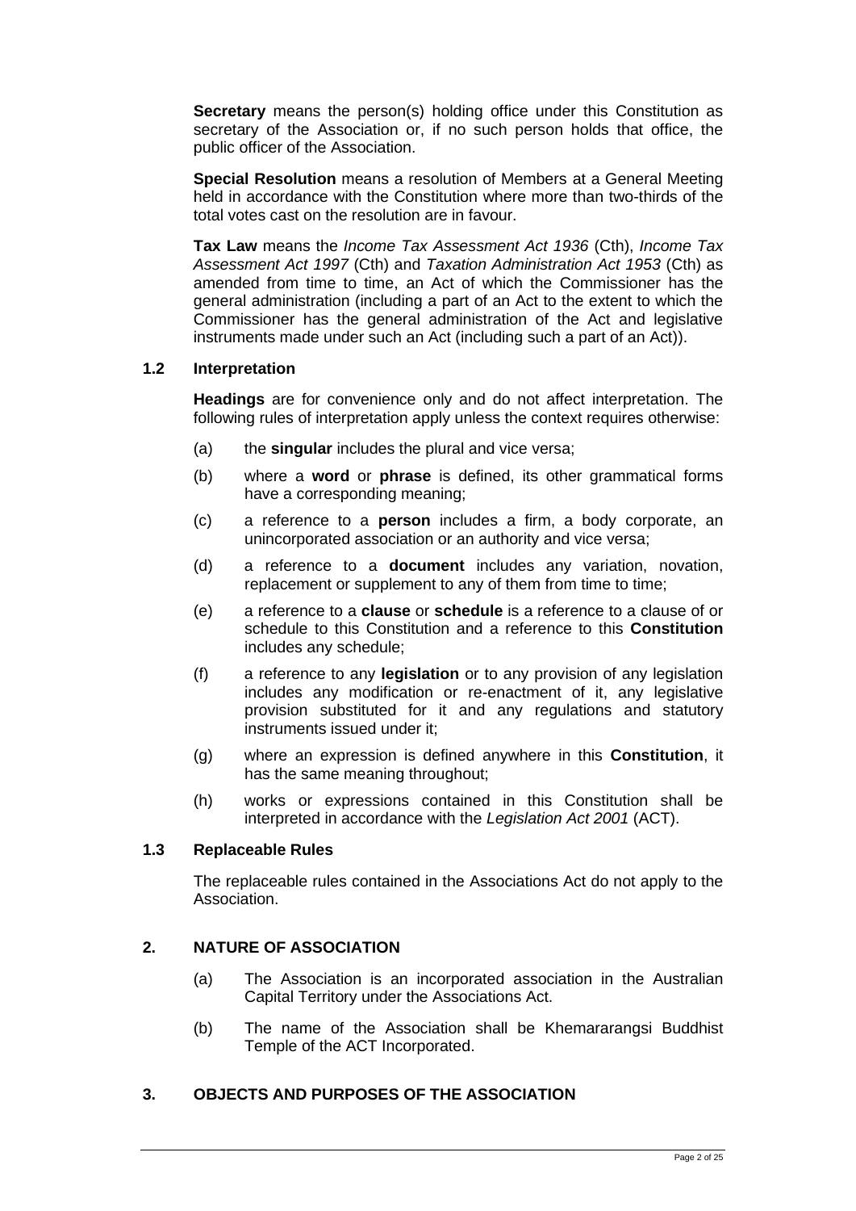**Secretary** means the person(s) holding office under this Constitution as secretary of the Association or, if no such person holds that office, the public officer of the Association.

**Special Resolution** means a resolution of Members at a General Meeting held in accordance with the Constitution where more than two-thirds of the total votes cast on the resolution are in favour.

**Tax Law** means the *Income Tax Assessment Act 1936* (Cth), *Income Tax Assessment Act 1997* (Cth) and *Taxation Administration Act 1953* (Cth) as amended from time to time, an Act of which the Commissioner has the general administration (including a part of an Act to the extent to which the Commissioner has the general administration of the Act and legislative instruments made under such an Act (including such a part of an Act)).

### 1.2 Interpretation

**Headings** are for convenience only and do not affect interpretation. The following rules of interpretation apply unless the context requires otherwise:

(a) the **singular** includes the plural and vice versa;

(b) where a **word** or **phrase** is defined, its other grammatical forms have a corresponding meaning;

(c) a reference to a **person** includes a firm, a body corporate, an unincorporated association or an authority and vice versa;

(d) a reference to a **document** includes any variation, novation, replacement or supplement to any of them from time to time;

(e) a reference to a **clause** or **schedule** is a reference to a clause of or schedule to this Constitution and a reference to this **Constitution** includes any schedule;

(f) a reference to any **legislation** or to any provision of any legislation includes any modification or re-enactment of it, any legislative provision substituted for it and any regulations and statutory instruments issued under it;

(g) where an expression is defined anywhere in this **Constitution**, it has the same meaning throughout;

(h) works or expressions contained in this Constitution shall be interpreted in accordance with the *Legislation Act 2001* (ACT).

### 1.3 Replaceable Rules

The replaceable rules contained in the Associations Act do not apply to the Association.

## 2. NATURE OF ASSOCIATION

(a) The Association is an incorporated association in the Australian Capital Territory under the Associations Act.

(b) The name of the Association shall be Khemararangsi Buddhist Temple of the ACT Incorporated.

## 3. OBJECTS AND PURPOSES OF THE ASSOCIATION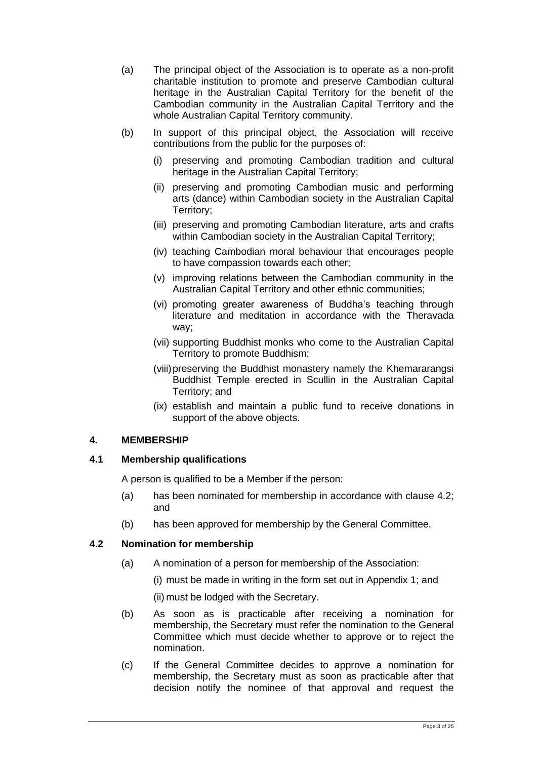(a) The principal object of the Association is to operate as a non-profit charitable institution to promote and preserve Cambodian cultural heritage in the Australian Capital Territory for the benefit of the Cambodian community in the Australian Capital Territory and the whole Australian Capital Territory community.

(b) In support of this principal object, the Association will receive contributions from the public for the purposes of:

  (i) preserving and promoting Cambodian tradition and cultural heritage in the Australian Capital Territory;

  (ii) preserving and promoting Cambodian music and performing arts (dance) within Cambodian society in the Australian Capital Territory;

  (iii) preserving and promoting Cambodian literature, arts and crafts within Cambodian society in the Australian Capital Territory;

  (iv) teaching Cambodian moral behaviour that encourages people to have compassion towards each other;

  (v) improving relations between the Cambodian community in the Australian Capital Territory and other ethnic communities;

  (vi) promoting greater awareness of Buddha's teaching through literature and meditation in accordance with the Theravada way;

  (vii) supporting Buddhist monks who come to the Australian Capital Territory to promote Buddhism;

  (viii) preserving the Buddhist monastery namely the Khemararangsi Buddhist Temple erected in Scullin in the Australian Capital Territory; and

  (ix) establish and maintain a public fund to receive donations in support of the above objects.

## 4. MEMBERSHIP

### 4.1 Membership qualifications

A person is qualified to be a Member if the person:

(a) has been nominated for membership in accordance with clause 4.2; and

(b) has been approved for membership by the General Committee.

### 4.2 Nomination for membership

(a) A nomination of a person for membership of the Association:

  (i) must be made in writing in the form set out in Appendix 1; and

  (ii) must be lodged with the Secretary.

(b) As soon as is practicable after receiving a nomination for membership, the Secretary must refer the nomination to the General Committee which must decide whether to approve or to reject the nomination.

(c) If the General Committee decides to approve a nomination for membership, the Secretary must as soon as practicable after that decision notify the nominee of that approval and request the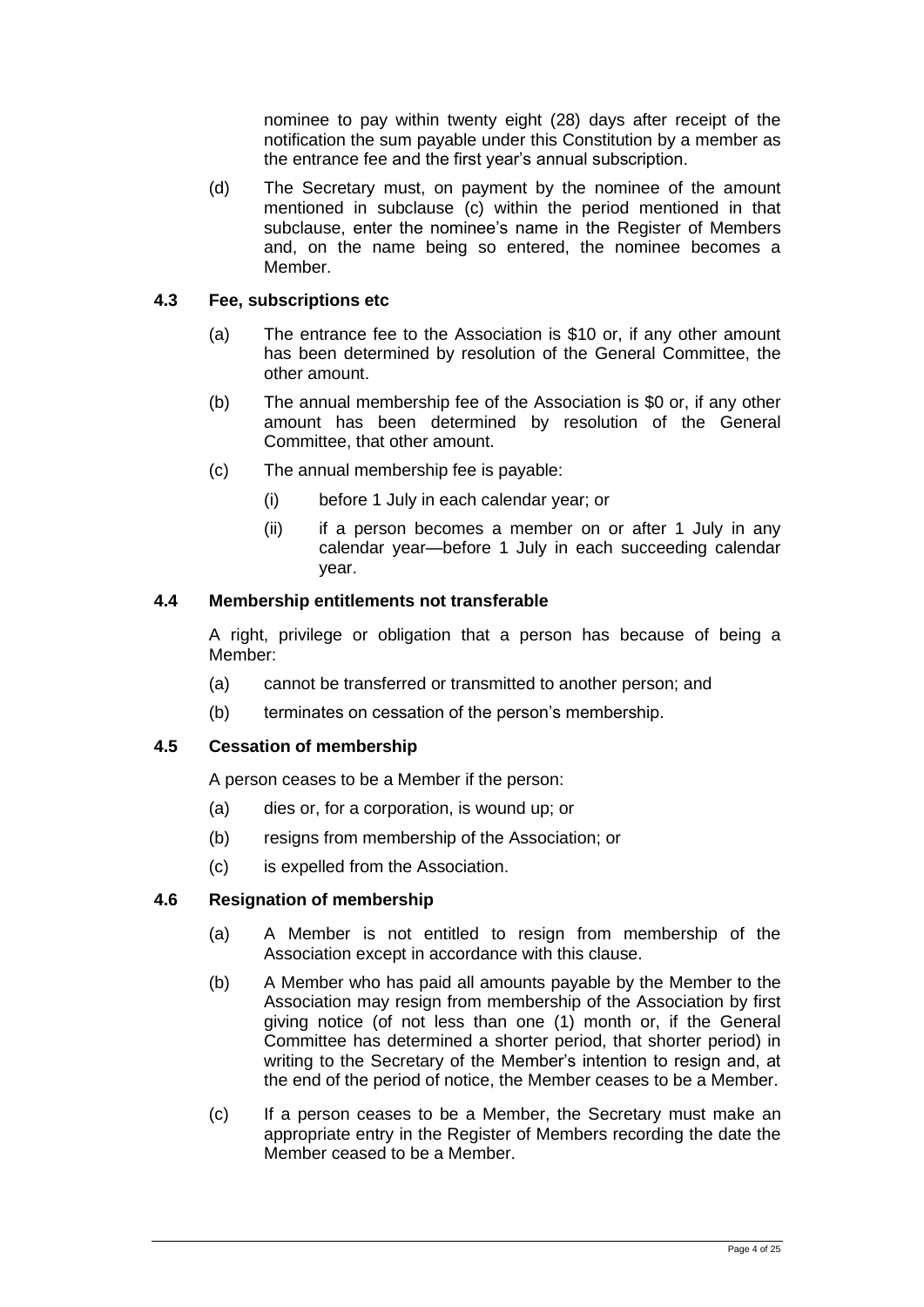nominee to pay within twenty eight (28) days after receipt of the notification the sum payable under this Constitution by a member as the entrance fee and the first year's annual subscription.

(d) The Secretary must, on payment by the nominee of the amount mentioned in subclause (c) within the period mentioned in that subclause, enter the nominee's name in the Register of Members and, on the name being so entered, the nominee becomes a Member.

### 4.3 Fee, subscriptions etc

(a) The entrance fee to the Association is $10 or, if any other amount has been determined by resolution of the General Committee, the other amount.

(b) The annual membership fee of the Association is $0 or, if any other amount has been determined by resolution of the General Committee, that other amount.

(c) The annual membership fee is payable:

(i) before 1 July in each calendar year; or

(ii) if a person becomes a member on or after 1 July in any calendar year—before 1 July in each succeeding calendar year.

### 4.4 Membership entitlements not transferable

A right, privilege or obligation that a person has because of being a Member:

(a) cannot be transferred or transmitted to another person; and

(b) terminates on cessation of the person's membership.

### 4.5 Cessation of membership

A person ceases to be a Member if the person:

(a) dies or, for a corporation, is wound up; or

(b) resigns from membership of the Association; or

(c) is expelled from the Association.

### 4.6 Resignation of membership

(a) A Member is not entitled to resign from membership of the Association except in accordance with this clause.

(b) A Member who has paid all amounts payable by the Member to the Association may resign from membership of the Association by first giving notice (of not less than one (1) month or, if the General Committee has determined a shorter period, that shorter period) in writing to the Secretary of the Member's intention to resign and, at the end of the period of notice, the Member ceases to be a Member.

(c) If a person ceases to be a Member, the Secretary must make an appropriate entry in the Register of Members recording the date the Member ceased to be a Member.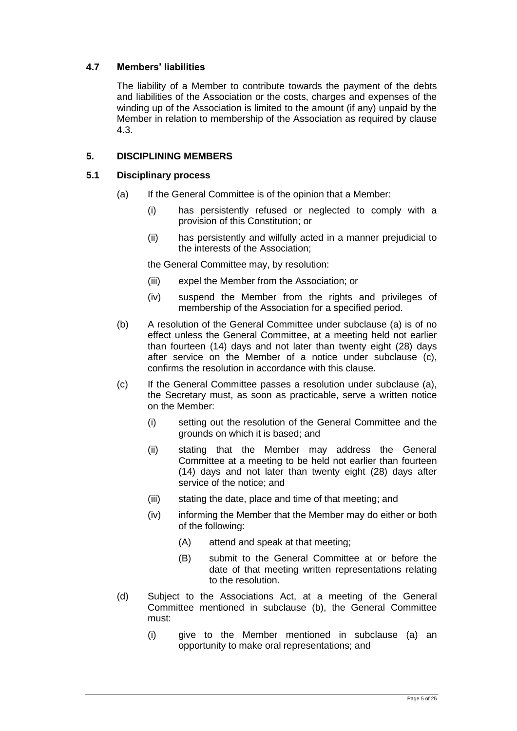### 4.7 Members' liabilities

The liability of a Member to contribute towards the payment of the debts and liabilities of the Association or the costs, charges and expenses of the winding up of the Association is limited to the amount (if any) unpaid by the Member in relation to membership of the Association as required by clause 4.3.

## 5. DISCIPLINING MEMBERS

### 5.1 Disciplinary process

(a) If the General Committee is of the opinion that a Member:

  (i) has persistently refused or neglected to comply with a provision of this Constitution; or

  (ii) has persistently and wilfully acted in a manner prejudicial to the interests of the Association;

  the General Committee may, by resolution:

  (iii) expel the Member from the Association; or

  (iv) suspend the Member from the rights and privileges of membership of the Association for a specified period.

(b) A resolution of the General Committee under subclause (a) is of no effect unless the General Committee, at a meeting held not earlier than fourteen (14) days and not later than twenty eight (28) days after service on the Member of a notice under subclause (c), confirms the resolution in accordance with this clause.

(c) If the General Committee passes a resolution under subclause (a), the Secretary must, as soon as practicable, serve a written notice on the Member:

  (i) setting out the resolution of the General Committee and the grounds on which it is based; and

  (ii) stating that the Member may address the General Committee at a meeting to be held not earlier than fourteen (14) days and not later than twenty eight (28) days after service of the notice; and

  (iii) stating the date, place and time of that meeting; and

  (iv) informing the Member that the Member may do either or both of the following:

    (A) attend and speak at that meeting;

    (B) submit to the General Committee at or before the date of that meeting written representations relating to the resolution.

(d) Subject to the Associations Act, at a meeting of the General Committee mentioned in subclause (b), the General Committee must:

  (i) give to the Member mentioned in subclause (a) an opportunity to make oral representations; and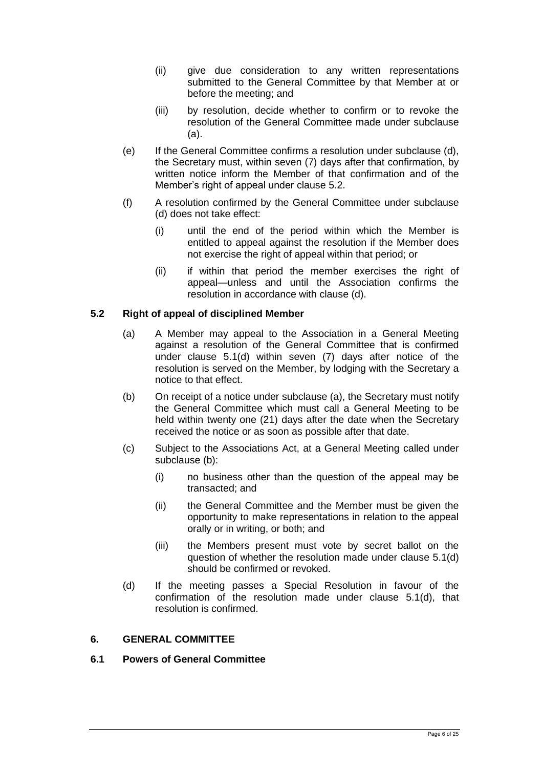(ii) give due consideration to any written representations submitted to the General Committee by that Member at or before the meeting; and

(iii) by resolution, decide whether to confirm or to revoke the resolution of the General Committee made under subclause (a).

(e) If the General Committee confirms a resolution under subclause (d), the Secretary must, within seven (7) days after that confirmation, by written notice inform the Member of that confirmation and of the Member's right of appeal under clause 5.2.

(f) A resolution confirmed by the General Committee under subclause (d) does not take effect:

(i) until the end of the period within which the Member is entitled to appeal against the resolution if the Member does not exercise the right of appeal within that period; or

(ii) if within that period the member exercises the right of appeal—unless and until the Association confirms the resolution in accordance with clause (d).

### 5.2 Right of appeal of disciplined Member

(a) A Member may appeal to the Association in a General Meeting against a resolution of the General Committee that is confirmed under clause 5.1(d) within seven (7) days after notice of the resolution is served on the Member, by lodging with the Secretary a notice to that effect.

(b) On receipt of a notice under subclause (a), the Secretary must notify the General Committee which must call a General Meeting to be held within twenty one (21) days after the date when the Secretary received the notice or as soon as possible after that date.

(c) Subject to the Associations Act, at a General Meeting called under subclause (b):

(i) no business other than the question of the appeal may be transacted; and

(ii) the General Committee and the Member must be given the opportunity to make representations in relation to the appeal orally or in writing, or both; and

(iii) the Members present must vote by secret ballot on the question of whether the resolution made under clause 5.1(d) should be confirmed or revoked.

(d) If the meeting passes a Special Resolution in favour of the confirmation of the resolution made under clause 5.1(d), that resolution is confirmed.

## 6. GENERAL COMMITTEE

### 6.1 Powers of General Committee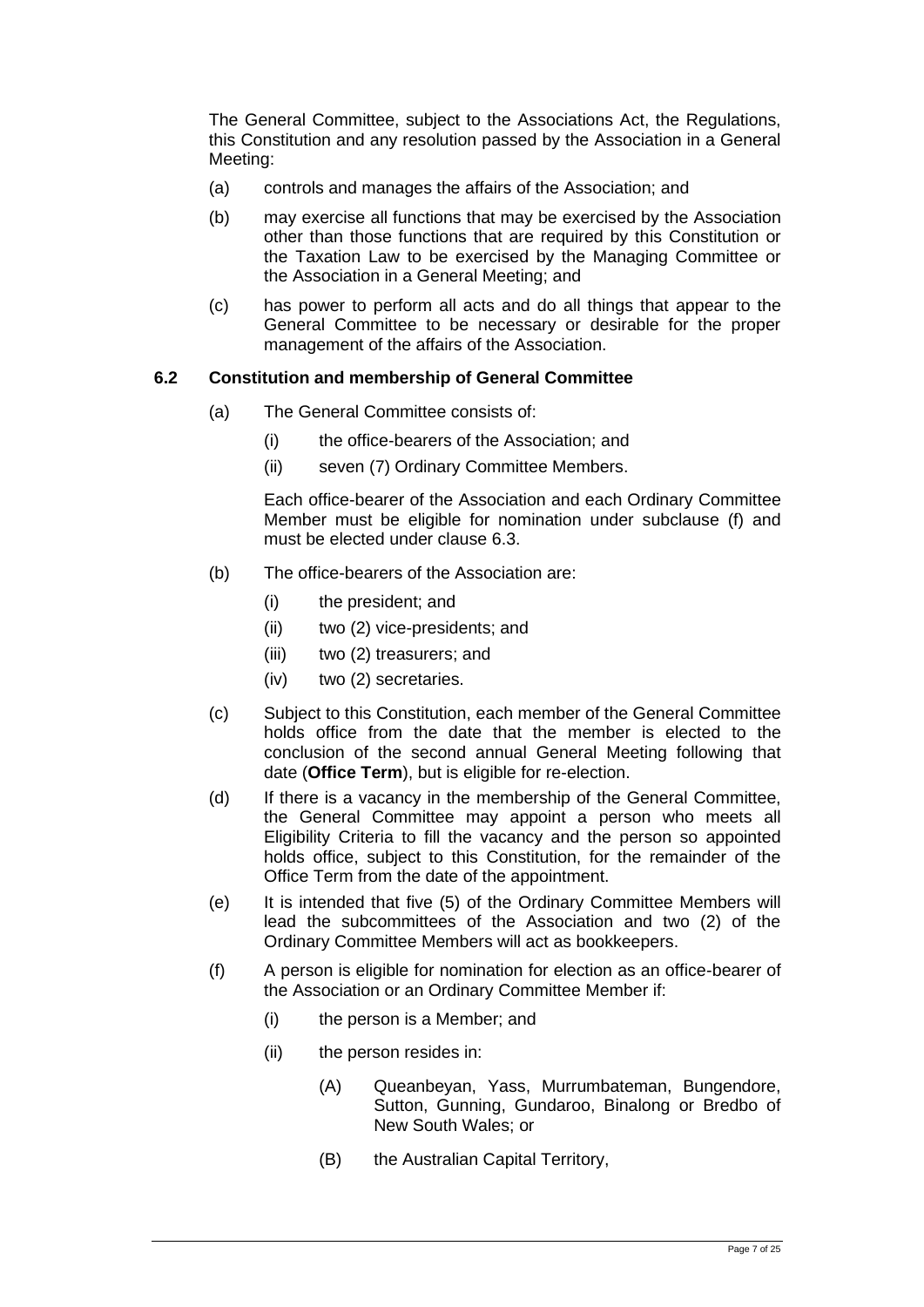The General Committee, subject to the Associations Act, the Regulations, this Constitution and any resolution passed by the Association in a General Meeting:

(a) controls and manages the affairs of the Association; and

(b) may exercise all functions that may be exercised by the Association other than those functions that are required by this Constitution or the Taxation Law to be exercised by the Managing Committee or the Association in a General Meeting; and

(c) has power to perform all acts and do all things that appear to the General Committee to be necessary or desirable for the proper management of the affairs of the Association.

### 6.2 Constitution and membership of General Committee

(a) The General Committee consists of:

  (i) the office-bearers of the Association; and

  (ii) seven (7) Ordinary Committee Members.

  Each office-bearer of the Association and each Ordinary Committee Member must be eligible for nomination under subclause (f) and must be elected under clause 6.3.

(b) The office-bearers of the Association are:

  (i) the president; and

  (ii) two (2) vice-presidents; and

  (iii) two (2) treasurers; and

  (iv) two (2) secretaries.

(c) Subject to this Constitution, each member of the General Committee holds office from the date that the member is elected to the conclusion of the second annual General Meeting following that date (**Office Term**), but is eligible for re-election.

(d) If there is a vacancy in the membership of the General Committee, the General Committee may appoint a person who meets all Eligibility Criteria to fill the vacancy and the person so appointed holds office, subject to this Constitution, for the remainder of the Office Term from the date of the appointment.

(e) It is intended that five (5) of the Ordinary Committee Members will lead the subcommittees of the Association and two (2) of the Ordinary Committee Members will act as bookkeepers.

(f) A person is eligible for nomination for election as an office-bearer of the Association or an Ordinary Committee Member if:

  (i) the person is a Member; and

  (ii) the person resides in:

    (A) Queanbeyan, Yass, Murrumbateman, Bungendore, Sutton, Gunning, Gundaroo, Binalong or Bredbo of New South Wales; or

    (B) the Australian Capital Territory,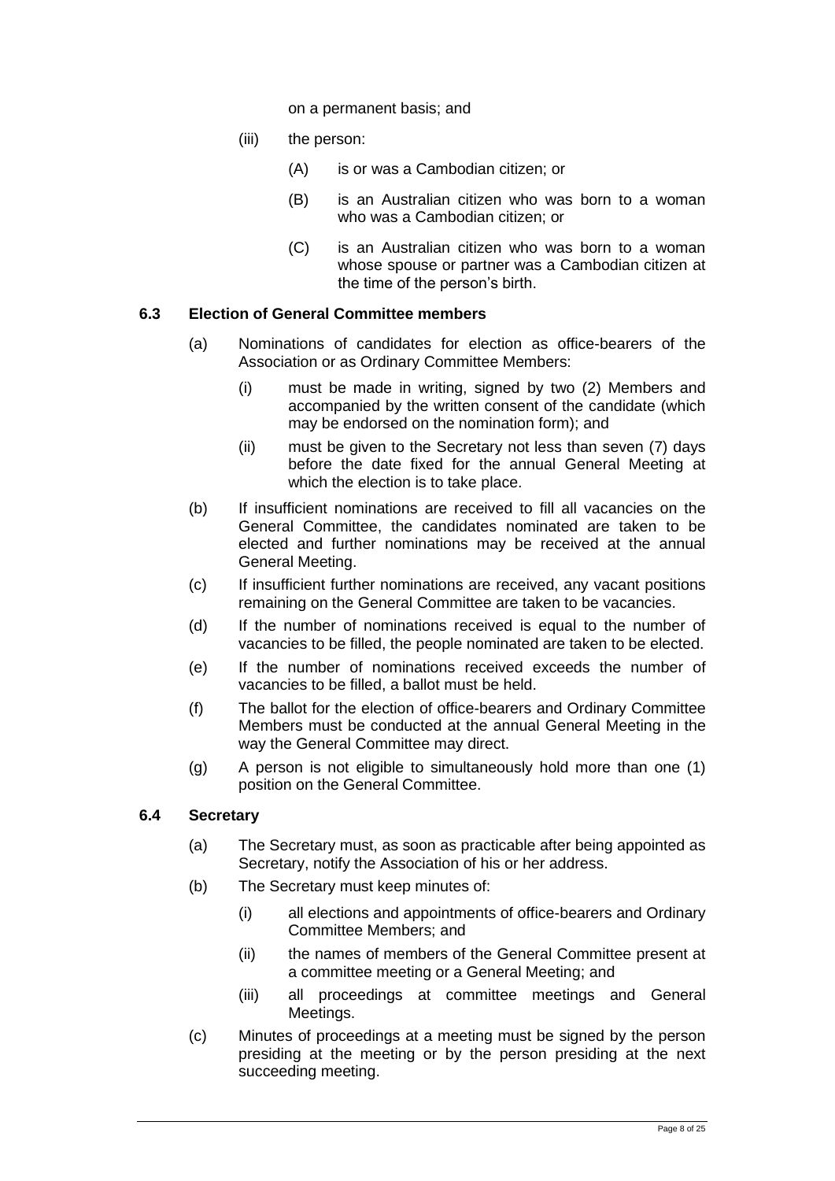on a permanent basis; and

(iii) the person:

(A) is or was a Cambodian citizen; or

(B) is an Australian citizen who was born to a woman who was a Cambodian citizen; or

(C) is an Australian citizen who was born to a woman whose spouse or partner was a Cambodian citizen at the time of the person's birth.

### 6.3 Election of General Committee members

(a) Nominations of candidates for election as office-bearers of the Association or as Ordinary Committee Members:

(i) must be made in writing, signed by two (2) Members and accompanied by the written consent of the candidate (which may be endorsed on the nomination form); and

(ii) must be given to the Secretary not less than seven (7) days before the date fixed for the annual General Meeting at which the election is to take place.

(b) If insufficient nominations are received to fill all vacancies on the General Committee, the candidates nominated are taken to be elected and further nominations may be received at the annual General Meeting.

(c) If insufficient further nominations are received, any vacant positions remaining on the General Committee are taken to be vacancies.

(d) If the number of nominations received is equal to the number of vacancies to be filled, the people nominated are taken to be elected.

(e) If the number of nominations received exceeds the number of vacancies to be filled, a ballot must be held.

(f) The ballot for the election of office-bearers and Ordinary Committee Members must be conducted at the annual General Meeting in the way the General Committee may direct.

(g) A person is not eligible to simultaneously hold more than one (1) position on the General Committee.

### 6.4 Secretary

(a) The Secretary must, as soon as practicable after being appointed as Secretary, notify the Association of his or her address.

(b) The Secretary must keep minutes of:

(i) all elections and appointments of office-bearers and Ordinary Committee Members; and

(ii) the names of members of the General Committee present at a committee meeting or a General Meeting; and

(iii) all proceedings at committee meetings and General Meetings.

(c) Minutes of proceedings at a meeting must be signed by the person presiding at the meeting or by the person presiding at the next succeeding meeting.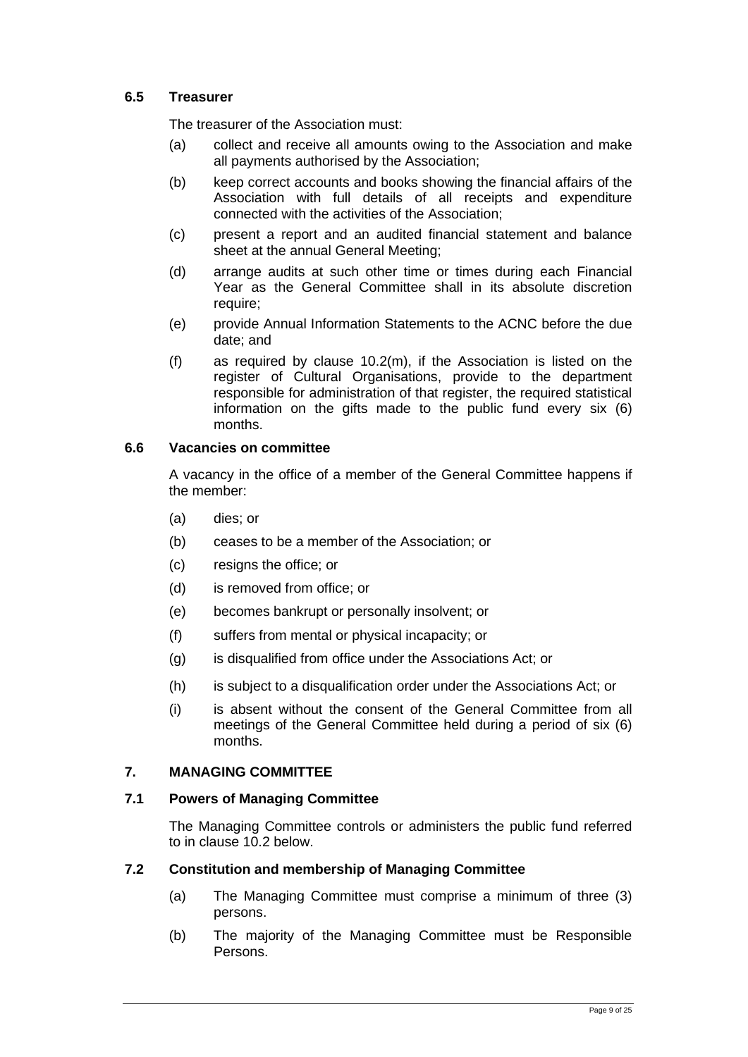### 6.5 Treasurer

The treasurer of the Association must:

(a) collect and receive all amounts owing to the Association and make all payments authorised by the Association;

(b) keep correct accounts and books showing the financial affairs of the Association with full details of all receipts and expenditure connected with the activities of the Association;

(c) present a report and an audited financial statement and balance sheet at the annual General Meeting;

(d) arrange audits at such other time or times during each Financial Year as the General Committee shall in its absolute discretion require;

(e) provide Annual Information Statements to the ACNC before the due date; and

(f) as required by clause 10.2(m), if the Association is listed on the register of Cultural Organisations, provide to the department responsible for administration of that register, the required statistical information on the gifts made to the public fund every six (6) months.

### 6.6 Vacancies on committee

A vacancy in the office of a member of the General Committee happens if the member:

(a) dies; or

(b) ceases to be a member of the Association; or

(c) resigns the office; or

(d) is removed from office; or

(e) becomes bankrupt or personally insolvent; or

(f) suffers from mental or physical incapacity; or

(g) is disqualified from office under the Associations Act; or

(h) is subject to a disqualification order under the Associations Act; or

(i) is absent without the consent of the General Committee from all meetings of the General Committee held during a period of six (6) months.

## 7. MANAGING COMMITTEE

### 7.1 Powers of Managing Committee

The Managing Committee controls or administers the public fund referred to in clause 10.2 below.

### 7.2 Constitution and membership of Managing Committee

(a) The Managing Committee must comprise a minimum of three (3) persons.

(b) The majority of the Managing Committee must be Responsible Persons.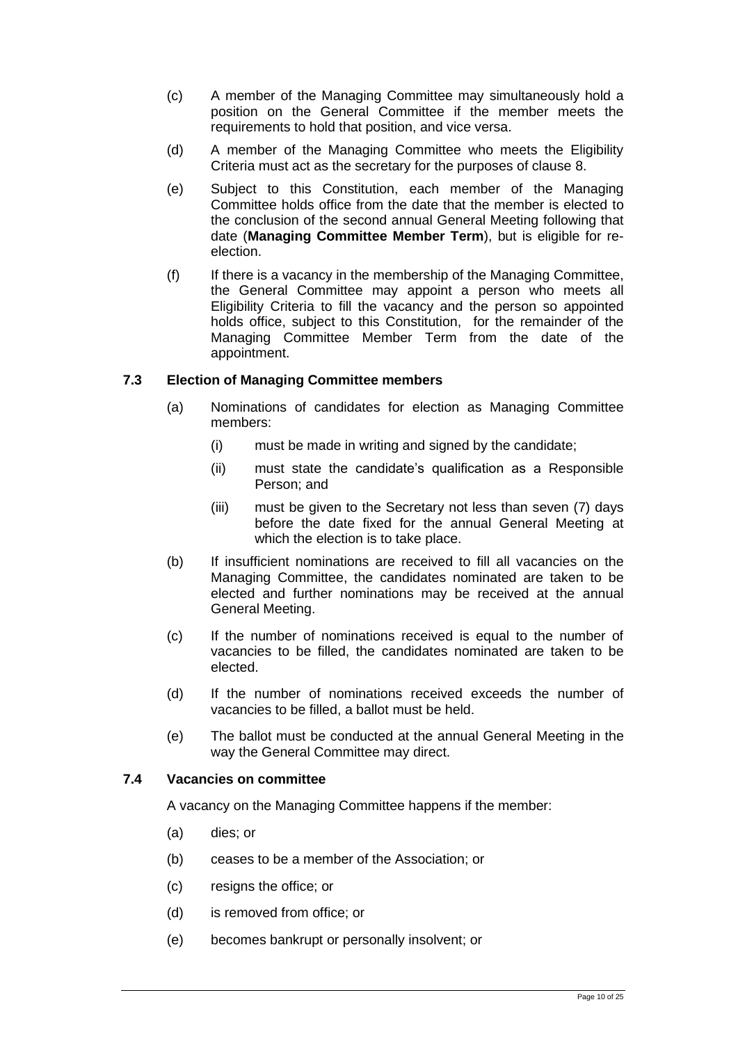(c) A member of the Managing Committee may simultaneously hold a position on the General Committee if the member meets the requirements to hold that position, and vice versa.

(d) A member of the Managing Committee who meets the Eligibility Criteria must act as the secretary for the purposes of clause 8.

(e) Subject to this Constitution, each member of the Managing Committee holds office from the date that the member is elected to the conclusion of the second annual General Meeting following that date (**Managing Committee Member Term**), but is eligible for re-election.

(f) If there is a vacancy in the membership of the Managing Committee, the General Committee may appoint a person who meets all Eligibility Criteria to fill the vacancy and the person so appointed holds office, subject to this Constitution, for the remainder of the Managing Committee Member Term from the date of the appointment.

### 7.3 Election of Managing Committee members

(a) Nominations of candidates for election as Managing Committee members:

  (i) must be made in writing and signed by the candidate;

  (ii) must state the candidate's qualification as a Responsible Person; and

  (iii) must be given to the Secretary not less than seven (7) days before the date fixed for the annual General Meeting at which the election is to take place.

(b) If insufficient nominations are received to fill all vacancies on the Managing Committee, the candidates nominated are taken to be elected and further nominations may be received at the annual General Meeting.

(c) If the number of nominations received is equal to the number of vacancies to be filled, the candidates nominated are taken to be elected.

(d) If the number of nominations received exceeds the number of vacancies to be filled, a ballot must be held.

(e) The ballot must be conducted at the annual General Meeting in the way the General Committee may direct.

### 7.4 Vacancies on committee

A vacancy on the Managing Committee happens if the member:

(a) dies; or

(b) ceases to be a member of the Association; or

(c) resigns the office; or

(d) is removed from office; or

(e) becomes bankrupt or personally insolvent; or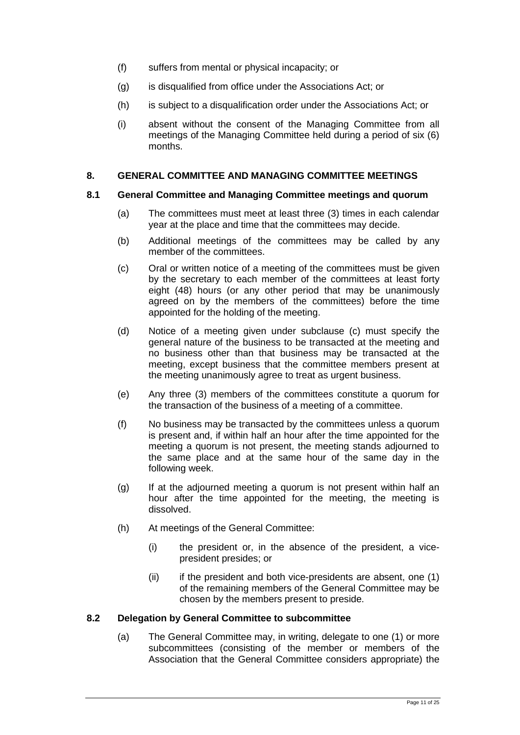- (f) suffers from mental or physical incapacity; or
- (g) is disqualified from office under the Associations Act; or
- (h) is subject to a disqualification order under the Associations Act; or
- (i) absent without the consent of the Managing Committee from all meetings of the Managing Committee held during a period of six (6) months.

## 8. GENERAL COMMITTEE AND MANAGING COMMITTEE MEETINGS

### 8.1 General Committee and Managing Committee meetings and quorum

- (a) The committees must meet at least three (3) times in each calendar year at the place and time that the committees may decide.
- (b) Additional meetings of the committees may be called by any member of the committees.
- (c) Oral or written notice of a meeting of the committees must be given by the secretary to each member of the committees at least forty eight (48) hours (or any other period that may be unanimously agreed on by the members of the committees) before the time appointed for the holding of the meeting.
- (d) Notice of a meeting given under subclause (c) must specify the general nature of the business to be transacted at the meeting and no business other than that business may be transacted at the meeting, except business that the committee members present at the meeting unanimously agree to treat as urgent business.
- (e) Any three (3) members of the committees constitute a quorum for the transaction of the business of a meeting of a committee.
- (f) No business may be transacted by the committees unless a quorum is present and, if within half an hour after the time appointed for the meeting a quorum is not present, the meeting stands adjourned to the same place and at the same hour of the same day in the following week.
- (g) If at the adjourned meeting a quorum is not present within half an hour after the time appointed for the meeting, the meeting is dissolved.
- (h) At meetings of the General Committee:
  - (i) the president or, in the absence of the president, a vice-president presides; or
  - (ii) if the president and both vice-presidents are absent, one (1) of the remaining members of the General Committee may be chosen by the members present to preside.

### 8.2 Delegation by General Committee to subcommittee

- (a) The General Committee may, in writing, delegate to one (1) or more subcommittees (consisting of the member or members of the Association that the General Committee considers appropriate) the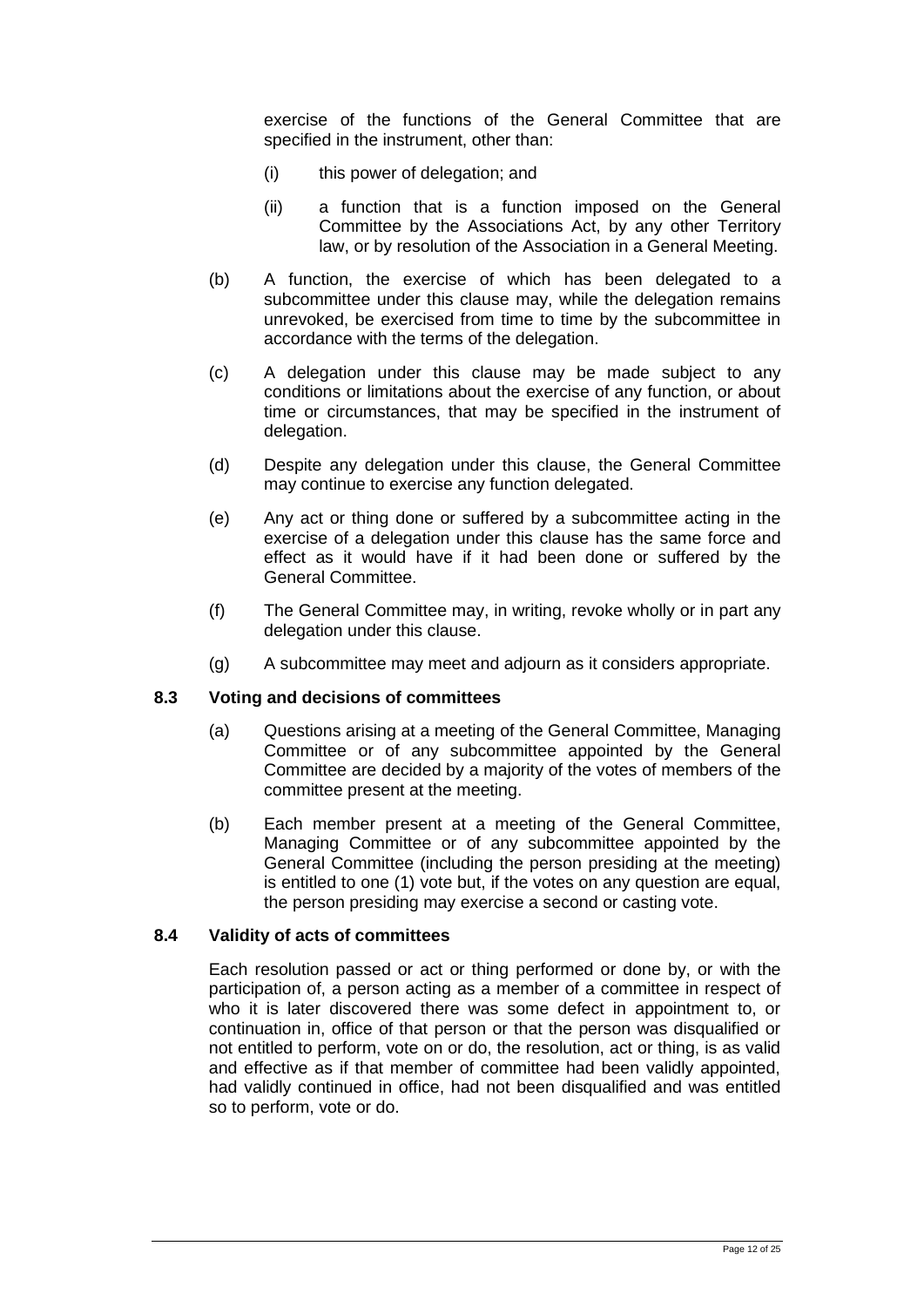exercise of the functions of the General Committee that are specified in the instrument, other than:

(i) this power of delegation; and

(ii) a function that is a function imposed on the General Committee by the Associations Act, by any other Territory law, or by resolution of the Association in a General Meeting.

(b) A function, the exercise of which has been delegated to a subcommittee under this clause may, while the delegation remains unrevoked, be exercised from time to time by the subcommittee in accordance with the terms of the delegation.

(c) A delegation under this clause may be made subject to any conditions or limitations about the exercise of any function, or about time or circumstances, that may be specified in the instrument of delegation.

(d) Despite any delegation under this clause, the General Committee may continue to exercise any function delegated.

(e) Any act or thing done or suffered by a subcommittee acting in the exercise of a delegation under this clause has the same force and effect as it would have if it had been done or suffered by the General Committee.

(f) The General Committee may, in writing, revoke wholly or in part any delegation under this clause.

(g) A subcommittee may meet and adjourn as it considers appropriate.

### 8.3 Voting and decisions of committees

(a) Questions arising at a meeting of the General Committee, Managing Committee or of any subcommittee appointed by the General Committee are decided by a majority of the votes of members of the committee present at the meeting.

(b) Each member present at a meeting of the General Committee, Managing Committee or of any subcommittee appointed by the General Committee (including the person presiding at the meeting) is entitled to one (1) vote but, if the votes on any question are equal, the person presiding may exercise a second or casting vote.

### 8.4 Validity of acts of committees

Each resolution passed or act or thing performed or done by, or with the participation of, a person acting as a member of a committee in respect of who it is later discovered there was some defect in appointment to, or continuation in, office of that person or that the person was disqualified or not entitled to perform, vote on or do, the resolution, act or thing, is as valid and effective as if that member of committee had been validly appointed, had validly continued in office, had not been disqualified and was entitled so to perform, vote or do.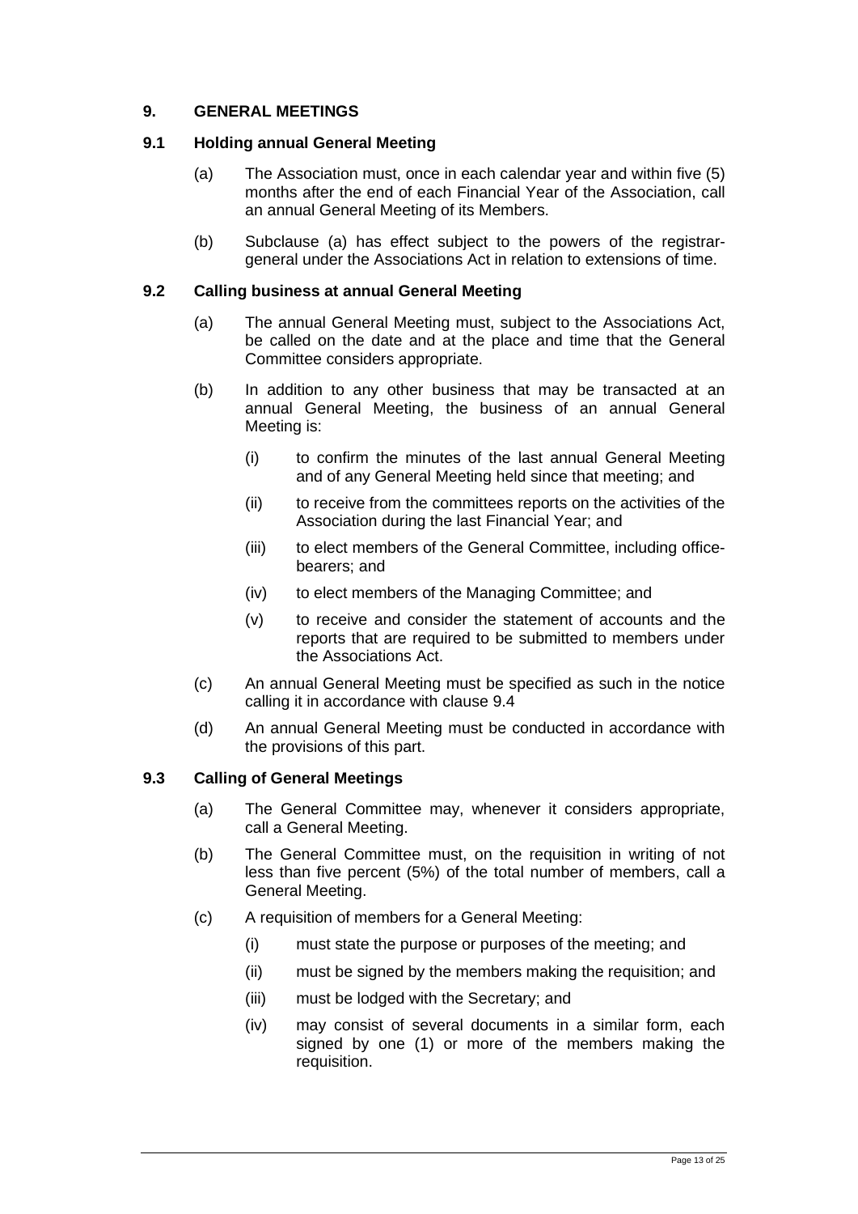## 9. GENERAL MEETINGS

### 9.1 Holding annual General Meeting

(a) The Association must, once in each calendar year and within five (5) months after the end of each Financial Year of the Association, call an annual General Meeting of its Members.

(b) Subclause (a) has effect subject to the powers of the registrar-general under the Associations Act in relation to extensions of time.

### 9.2 Calling business at annual General Meeting

(a) The annual General Meeting must, subject to the Associations Act, be called on the date and at the place and time that the General Committee considers appropriate.

(b) In addition to any other business that may be transacted at an annual General Meeting, the business of an annual General Meeting is:

- (i) to confirm the minutes of the last annual General Meeting and of any General Meeting held since that meeting; and
- (ii) to receive from the committees reports on the activities of the Association during the last Financial Year; and
- (iii) to elect members of the General Committee, including office-bearers; and
- (iv) to elect members of the Managing Committee; and
- (v) to receive and consider the statement of accounts and the reports that are required to be submitted to members under the Associations Act.

(c) An annual General Meeting must be specified as such in the notice calling it in accordance with clause 9.4

(d) An annual General Meeting must be conducted in accordance with the provisions of this part.

### 9.3 Calling of General Meetings

(a) The General Committee may, whenever it considers appropriate, call a General Meeting.

(b) The General Committee must, on the requisition in writing of not less than five percent (5%) of the total number of members, call a General Meeting.

(c) A requisition of members for a General Meeting:

- (i) must state the purpose or purposes of the meeting; and
- (ii) must be signed by the members making the requisition; and
- (iii) must be lodged with the Secretary; and
- (iv) may consist of several documents in a similar form, each signed by one (1) or more of the members making the requisition.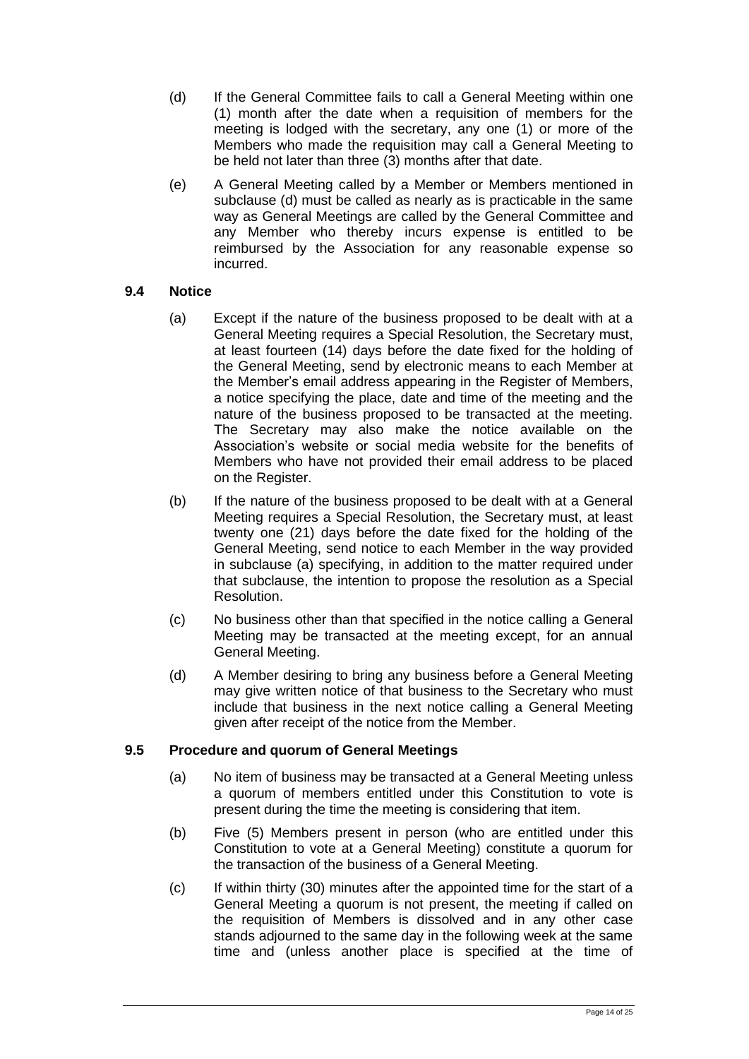(d) If the General Committee fails to call a General Meeting within one (1) month after the date when a requisition of members for the meeting is lodged with the secretary, any one (1) or more of the Members who made the requisition may call a General Meeting to be held not later than three (3) months after that date.

(e) A General Meeting called by a Member or Members mentioned in subclause (d) must be called as nearly as is practicable in the same way as General Meetings are called by the General Committee and any Member who thereby incurs expense is entitled to be reimbursed by the Association for any reasonable expense so incurred.

### 9.4 Notice

(a) Except if the nature of the business proposed to be dealt with at a General Meeting requires a Special Resolution, the Secretary must, at least fourteen (14) days before the date fixed for the holding of the General Meeting, send by electronic means to each Member at the Member's email address appearing in the Register of Members, a notice specifying the place, date and time of the meeting and the nature of the business proposed to be transacted at the meeting. The Secretary may also make the notice available on the Association's website or social media website for the benefits of Members who have not provided their email address to be placed on the Register.

(b) If the nature of the business proposed to be dealt with at a General Meeting requires a Special Resolution, the Secretary must, at least twenty one (21) days before the date fixed for the holding of the General Meeting, send notice to each Member in the way provided in subclause (a) specifying, in addition to the matter required under that subclause, the intention to propose the resolution as a Special Resolution.

(c) No business other than that specified in the notice calling a General Meeting may be transacted at the meeting except, for an annual General Meeting.

(d) A Member desiring to bring any business before a General Meeting may give written notice of that business to the Secretary who must include that business in the next notice calling a General Meeting given after receipt of the notice from the Member.

### 9.5 Procedure and quorum of General Meetings

(a) No item of business may be transacted at a General Meeting unless a quorum of members entitled under this Constitution to vote is present during the time the meeting is considering that item.

(b) Five (5) Members present in person (who are entitled under this Constitution to vote at a General Meeting) constitute a quorum for the transaction of the business of a General Meeting.

(c) If within thirty (30) minutes after the appointed time for the start of a General Meeting a quorum is not present, the meeting if called on the requisition of Members is dissolved and in any other case stands adjourned to the same day in the following week at the same time and (unless another place is specified at the time of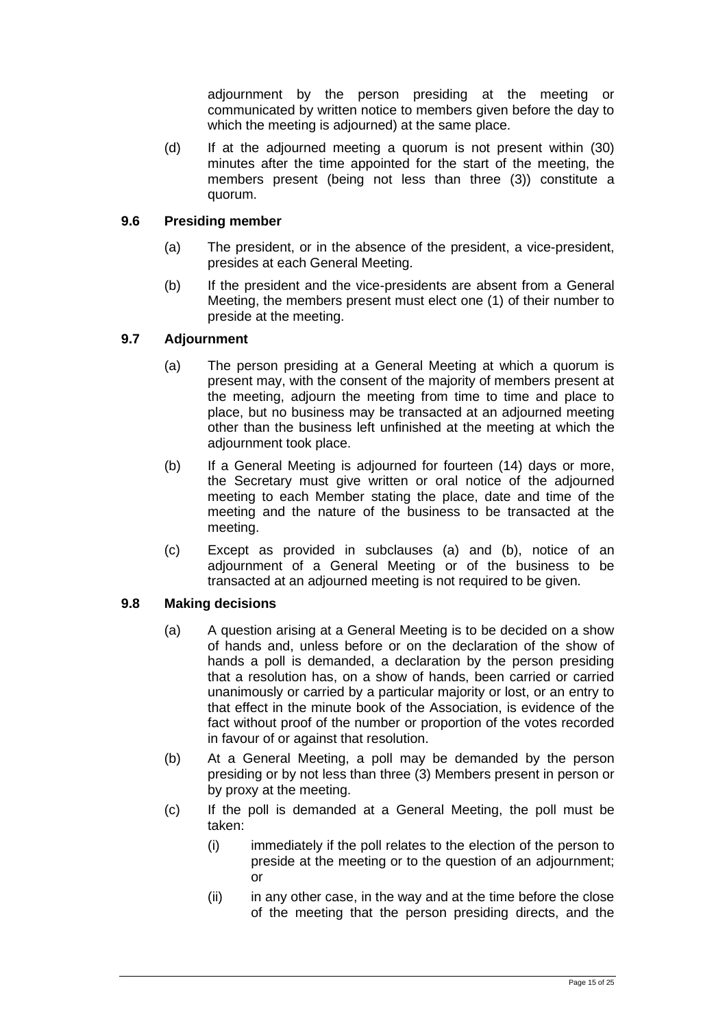adjournment by the person presiding at the meeting or communicated by written notice to members given before the day to which the meeting is adjourned) at the same place.

(d) If at the adjourned meeting a quorum is not present within (30) minutes after the time appointed for the start of the meeting, the members present (being not less than three (3)) constitute a quorum.

### 9.6 Presiding member

(a) The president, or in the absence of the president, a vice-president, presides at each General Meeting.

(b) If the president and the vice-presidents are absent from a General Meeting, the members present must elect one (1) of their number to preside at the meeting.

### 9.7 Adjournment

(a) The person presiding at a General Meeting at which a quorum is present may, with the consent of the majority of members present at the meeting, adjourn the meeting from time to time and place to place, but no business may be transacted at an adjourned meeting other than the business left unfinished at the meeting at which the adjournment took place.

(b) If a General Meeting is adjourned for fourteen (14) days or more, the Secretary must give written or oral notice of the adjourned meeting to each Member stating the place, date and time of the meeting and the nature of the business to be transacted at the meeting.

(c) Except as provided in subclauses (a) and (b), notice of an adjournment of a General Meeting or of the business to be transacted at an adjourned meeting is not required to be given.

### 9.8 Making decisions

(a) A question arising at a General Meeting is to be decided on a show of hands and, unless before or on the declaration of the show of hands a poll is demanded, a declaration by the person presiding that a resolution has, on a show of hands, been carried or carried unanimously or carried by a particular majority or lost, or an entry to that effect in the minute book of the Association, is evidence of the fact without proof of the number or proportion of the votes recorded in favour of or against that resolution.

(b) At a General Meeting, a poll may be demanded by the person presiding or by not less than three (3) Members present in person or by proxy at the meeting.

(c) If the poll is demanded at a General Meeting, the poll must be taken:

  (i) immediately if the poll relates to the election of the person to preside at the meeting or to the question of an adjournment; or

  (ii) in any other case, in the way and at the time before the close of the meeting that the person presiding directs, and the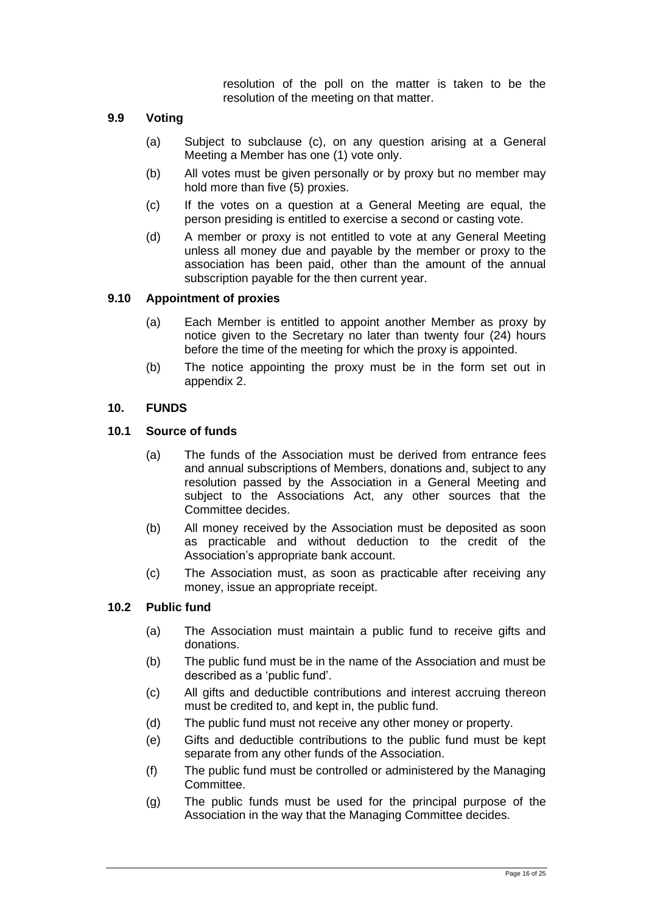resolution of the poll on the matter is taken to be the resolution of the meeting on that matter.

### 9.9 Voting

(a) Subject to subclause (c), on any question arising at a General Meeting a Member has one (1) vote only.

(b) All votes must be given personally or by proxy but no member may hold more than five (5) proxies.

(c) If the votes on a question at a General Meeting are equal, the person presiding is entitled to exercise a second or casting vote.

(d) A member or proxy is not entitled to vote at any General Meeting unless all money due and payable by the member or proxy to the association has been paid, other than the amount of the annual subscription payable for the then current year.

### 9.10 Appointment of proxies

(a) Each Member is entitled to appoint another Member as proxy by notice given to the Secretary no later than twenty four (24) hours before the time of the meeting for which the proxy is appointed.

(b) The notice appointing the proxy must be in the form set out in appendix 2.

## 10. FUNDS

### 10.1 Source of funds

(a) The funds of the Association must be derived from entrance fees and annual subscriptions of Members, donations and, subject to any resolution passed by the Association in a General Meeting and subject to the Associations Act, any other sources that the Committee decides.

(b) All money received by the Association must be deposited as soon as practicable and without deduction to the credit of the Association's appropriate bank account.

(c) The Association must, as soon as practicable after receiving any money, issue an appropriate receipt.

### 10.2 Public fund

(a) The Association must maintain a public fund to receive gifts and donations.

(b) The public fund must be in the name of the Association and must be described as a 'public fund'.

(c) All gifts and deductible contributions and interest accruing thereon must be credited to, and kept in, the public fund.

(d) The public fund must not receive any other money or property.

(e) Gifts and deductible contributions to the public fund must be kept separate from any other funds of the Association.

(f) The public fund must be controlled or administered by the Managing Committee.

(g) The public funds must be used for the principal purpose of the Association in the way that the Managing Committee decides.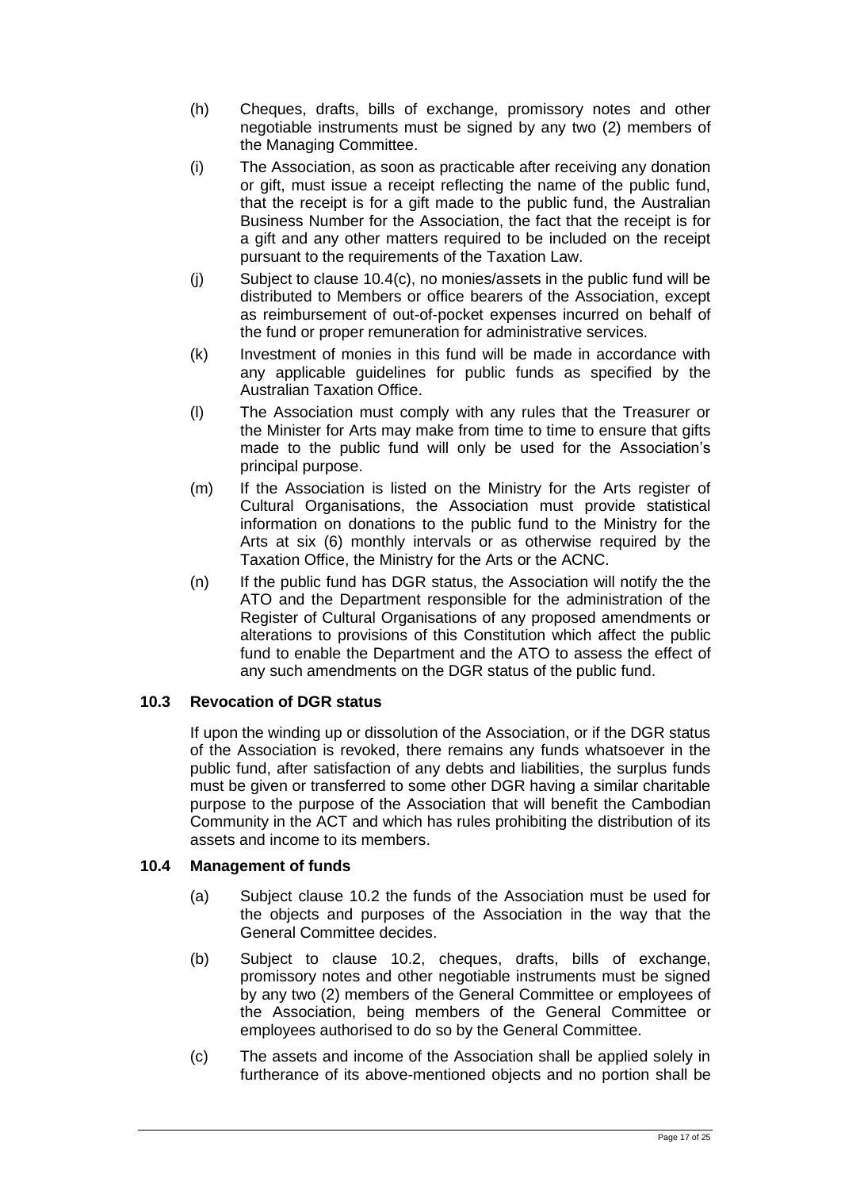(h) Cheques, drafts, bills of exchange, promissory notes and other negotiable instruments must be signed by any two (2) members of the Managing Committee.

(i) The Association, as soon as practicable after receiving any donation or gift, must issue a receipt reflecting the name of the public fund, that the receipt is for a gift made to the public fund, the Australian Business Number for the Association, the fact that the receipt is for a gift and any other matters required to be included on the receipt pursuant to the requirements of the Taxation Law.

(j) Subject to clause 10.4(c), no monies/assets in the public fund will be distributed to Members or office bearers of the Association, except as reimbursement of out-of-pocket expenses incurred on behalf of the fund or proper remuneration for administrative services.

(k) Investment of monies in this fund will be made in accordance with any applicable guidelines for public funds as specified by the Australian Taxation Office.

(l) The Association must comply with any rules that the Treasurer or the Minister for Arts may make from time to time to ensure that gifts made to the public fund will only be used for the Association's principal purpose.

(m) If the Association is listed on the Ministry for the Arts register of Cultural Organisations, the Association must provide statistical information on donations to the public fund to the Ministry for the Arts at six (6) monthly intervals or as otherwise required by the Taxation Office, the Ministry for the Arts or the ACNC.

(n) If the public fund has DGR status, the Association will notify the the ATO and the Department responsible for the administration of the Register of Cultural Organisations of any proposed amendments or alterations to provisions of this Constitution which affect the public fund to enable the Department and the ATO to assess the effect of any such amendments on the DGR status of the public fund.

### 10.3 Revocation of DGR status

If upon the winding up or dissolution of the Association, or if the DGR status of the Association is revoked, there remains any funds whatsoever in the public fund, after satisfaction of any debts and liabilities, the surplus funds must be given or transferred to some other DGR having a similar charitable purpose to the purpose of the Association that will benefit the Cambodian Community in the ACT and which has rules prohibiting the distribution of its assets and income to its members.

### 10.4 Management of funds

(a) Subject clause 10.2 the funds of the Association must be used for the objects and purposes of the Association in the way that the General Committee decides.

(b) Subject to clause 10.2, cheques, drafts, bills of exchange, promissory notes and other negotiable instruments must be signed by any two (2) members of the General Committee or employees of the Association, being members of the General Committee or employees authorised to do so by the General Committee.

(c) The assets and income of the Association shall be applied solely in furtherance of its above-mentioned objects and no portion shall be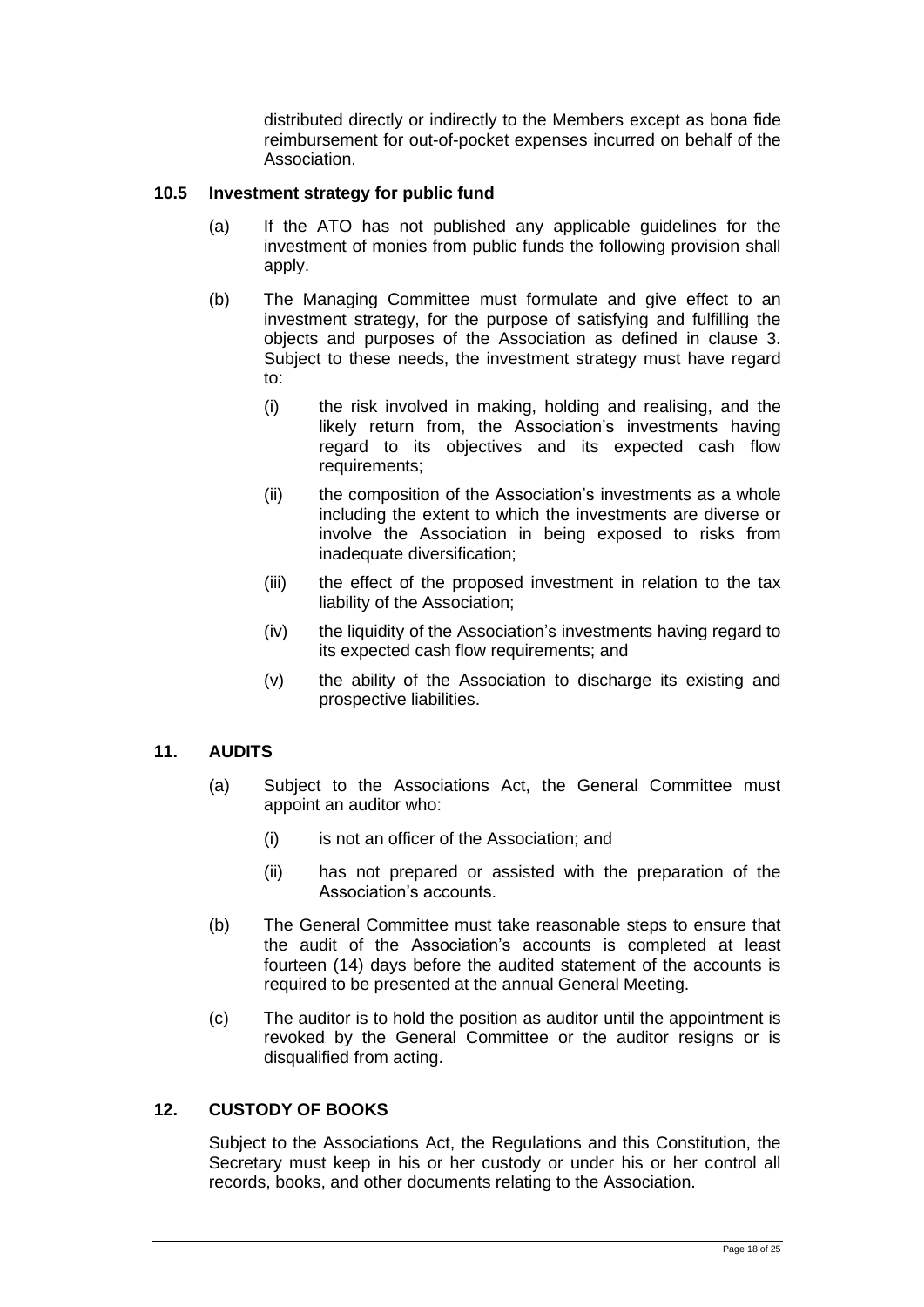distributed directly or indirectly to the Members except as bona fide reimbursement for out-of-pocket expenses incurred on behalf of the Association.

### 10.5 Investment strategy for public fund

(a) If the ATO has not published any applicable guidelines for the investment of monies from public funds the following provision shall apply.

(b) The Managing Committee must formulate and give effect to an investment strategy, for the purpose of satisfying and fulfilling the objects and purposes of the Association as defined in clause 3. Subject to these needs, the investment strategy must have regard to:

   (i) the risk involved in making, holding and realising, and the likely return from, the Association's investments having regard to its objectives and its expected cash flow requirements;

   (ii) the composition of the Association's investments as a whole including the extent to which the investments are diverse or involve the Association in being exposed to risks from inadequate diversification;

   (iii) the effect of the proposed investment in relation to the tax liability of the Association;

   (iv) the liquidity of the Association's investments having regard to its expected cash flow requirements; and

   (v) the ability of the Association to discharge its existing and prospective liabilities.

## 11. AUDITS

(a) Subject to the Associations Act, the General Committee must appoint an auditor who:

   (i) is not an officer of the Association; and

   (ii) has not prepared or assisted with the preparation of the Association's accounts.

(b) The General Committee must take reasonable steps to ensure that the audit of the Association's accounts is completed at least fourteen (14) days before the audited statement of the accounts is required to be presented at the annual General Meeting.

(c) The auditor is to hold the position as auditor until the appointment is revoked by the General Committee or the auditor resigns or is disqualified from acting.

## 12. CUSTODY OF BOOKS

Subject to the Associations Act, the Regulations and this Constitution, the Secretary must keep in his or her custody or under his or her control all records, books, and other documents relating to the Association.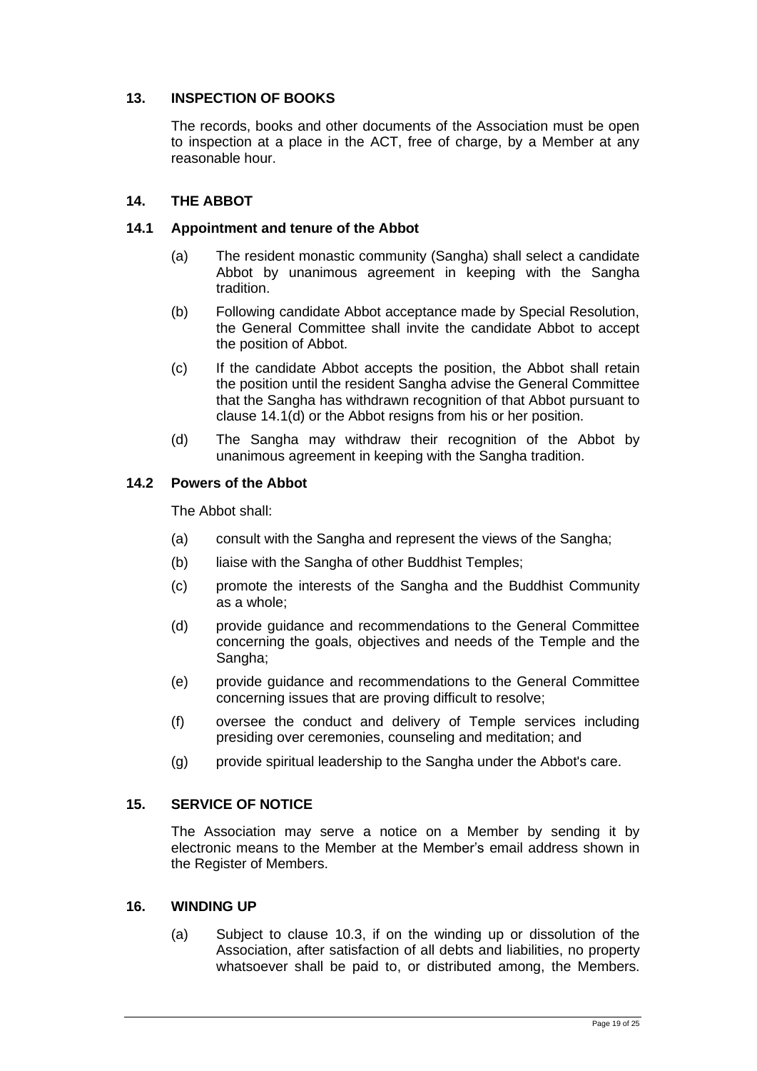## 13. INSPECTION OF BOOKS

The records, books and other documents of the Association must be open to inspection at a place in the ACT, free of charge, by a Member at any reasonable hour.

## 14. THE ABBOT

### 14.1 Appointment and tenure of the Abbot

(a) The resident monastic community (Sangha) shall select a candidate Abbot by unanimous agreement in keeping with the Sangha tradition.

(b) Following candidate Abbot acceptance made by Special Resolution, the General Committee shall invite the candidate Abbot to accept the position of Abbot.

(c) If the candidate Abbot accepts the position, the Abbot shall retain the position until the resident Sangha advise the General Committee that the Sangha has withdrawn recognition of that Abbot pursuant to clause 14.1(d) or the Abbot resigns from his or her position.

(d) The Sangha may withdraw their recognition of the Abbot by unanimous agreement in keeping with the Sangha tradition.

### 14.2 Powers of the Abbot

The Abbot shall:

(a) consult with the Sangha and represent the views of the Sangha;

(b) liaise with the Sangha of other Buddhist Temples;

(c) promote the interests of the Sangha and the Buddhist Community as a whole;

(d) provide guidance and recommendations to the General Committee concerning the goals, objectives and needs of the Temple and the Sangha;

(e) provide guidance and recommendations to the General Committee concerning issues that are proving difficult to resolve;

(f) oversee the conduct and delivery of Temple services including presiding over ceremonies, counseling and meditation; and

(g) provide spiritual leadership to the Sangha under the Abbot's care.

## 15. SERVICE OF NOTICE

The Association may serve a notice on a Member by sending it by electronic means to the Member at the Member's email address shown in the Register of Members.

## 16. WINDING UP

(a) Subject to clause 10.3, if on the winding up or dissolution of the Association, after satisfaction of all debts and liabilities, no property whatsoever shall be paid to, or distributed among, the Members.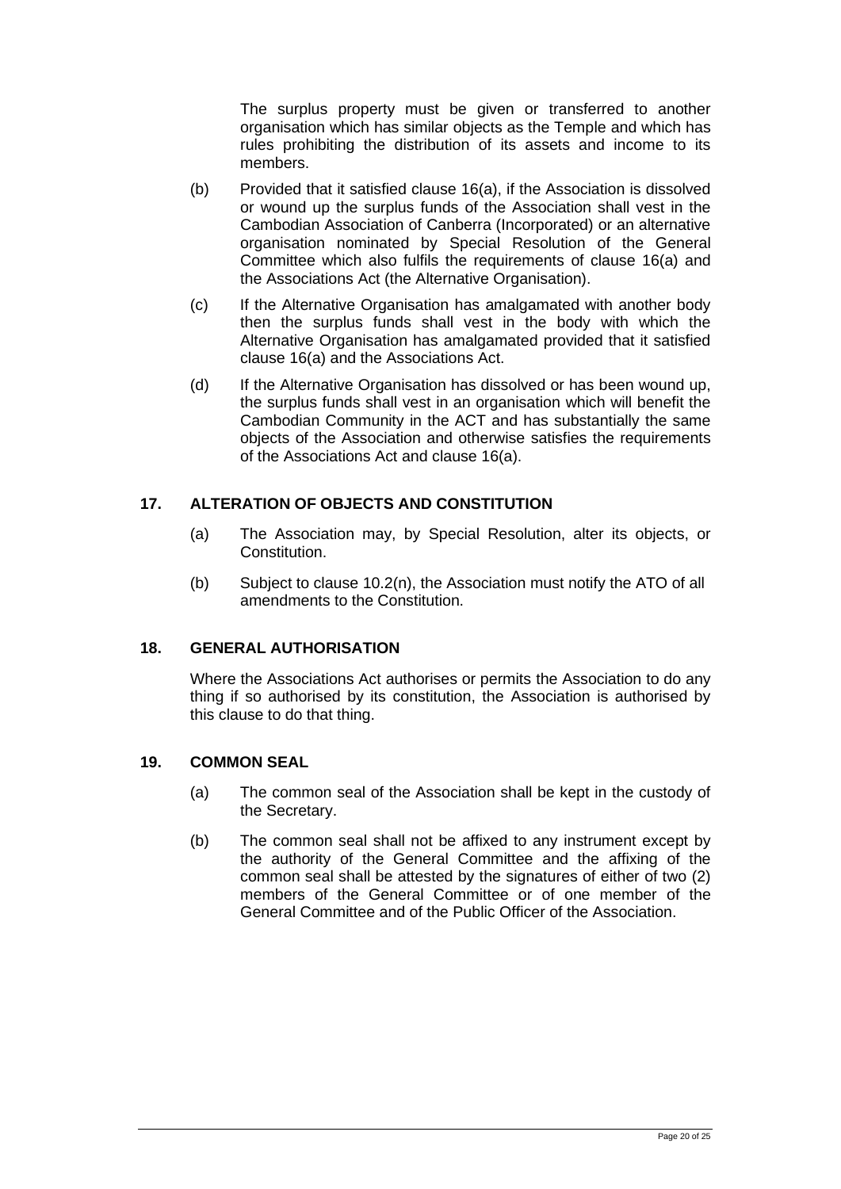The surplus property must be given or transferred to another organisation which has similar objects as the Temple and which has rules prohibiting the distribution of its assets and income to its members.

(b) Provided that it satisfied clause 16(a), if the Association is dissolved or wound up the surplus funds of the Association shall vest in the Cambodian Association of Canberra (Incorporated) or an alternative organisation nominated by Special Resolution of the General Committee which also fulfils the requirements of clause 16(a) and the Associations Act (the Alternative Organisation).

(c) If the Alternative Organisation has amalgamated with another body then the surplus funds shall vest in the body with which the Alternative Organisation has amalgamated provided that it satisfied clause 16(a) and the Associations Act.

(d) If the Alternative Organisation has dissolved or has been wound up, the surplus funds shall vest in an organisation which will benefit the Cambodian Community in the ACT and has substantially the same objects of the Association and otherwise satisfies the requirements of the Associations Act and clause 16(a).

## 17. ALTERATION OF OBJECTS AND CONSTITUTION

(a) The Association may, by Special Resolution, alter its objects, or Constitution.

(b) Subject to clause 10.2(n), the Association must notify the ATO of all amendments to the Constitution.

## 18. GENERAL AUTHORISATION

Where the Associations Act authorises or permits the Association to do any thing if so authorised by its constitution, the Association is authorised by this clause to do that thing.

## 19. COMMON SEAL

(a) The common seal of the Association shall be kept in the custody of the Secretary.

(b) The common seal shall not be affixed to any instrument except by the authority of the General Committee and the affixing of the common seal shall be attested by the signatures of either of two (2) members of the General Committee or of one member of the General Committee and of the Public Officer of the Association.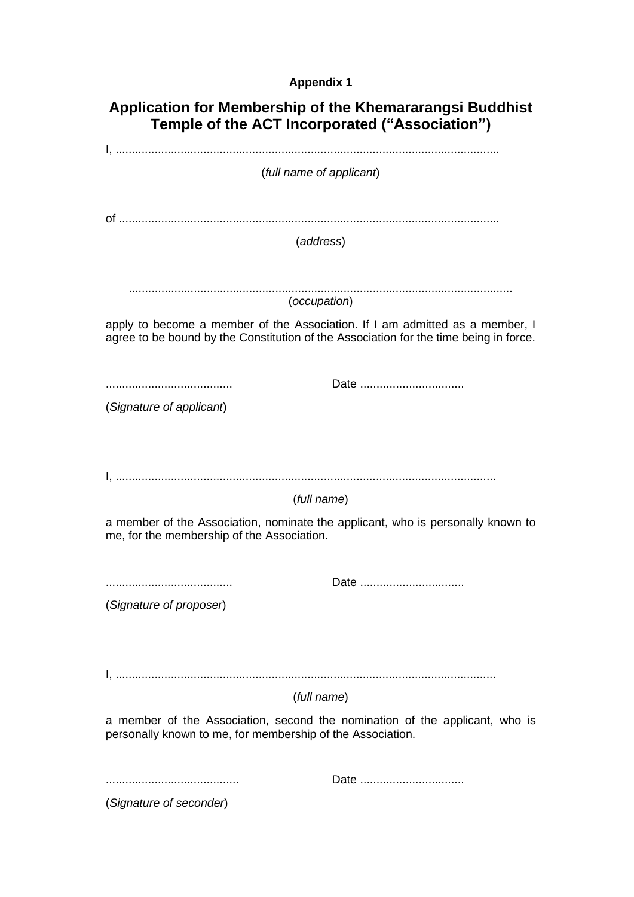**Appendix 1**

# Application for Membership of the Khemararangsi Buddhist Temple of the ACT Incorporated (“Association”)

I, ......................................................................................................................

(*full name of applicant*)

of ....................................................................................................................

(*address*)

......................................................................................................................

(*occupation*)

apply to become a member of the Association. If I am admitted as a member, I agree to be bound by the Constitution of the Association for the time being in force.

....................................... Date ................................

(*Signature of applicant*)

I, .....................................................................................................................

(*full name*)

a member of the Association, nominate the applicant, who is personally known to me, for the membership of the Association.

....................................... Date ................................

(*Signature of proposer*)

I, .....................................................................................................................

(*full name*)

a member of the Association, second the nomination of the applicant, who is personally known to me, for membership of the Association.

......................................... Date ................................

(*Signature of seconder*)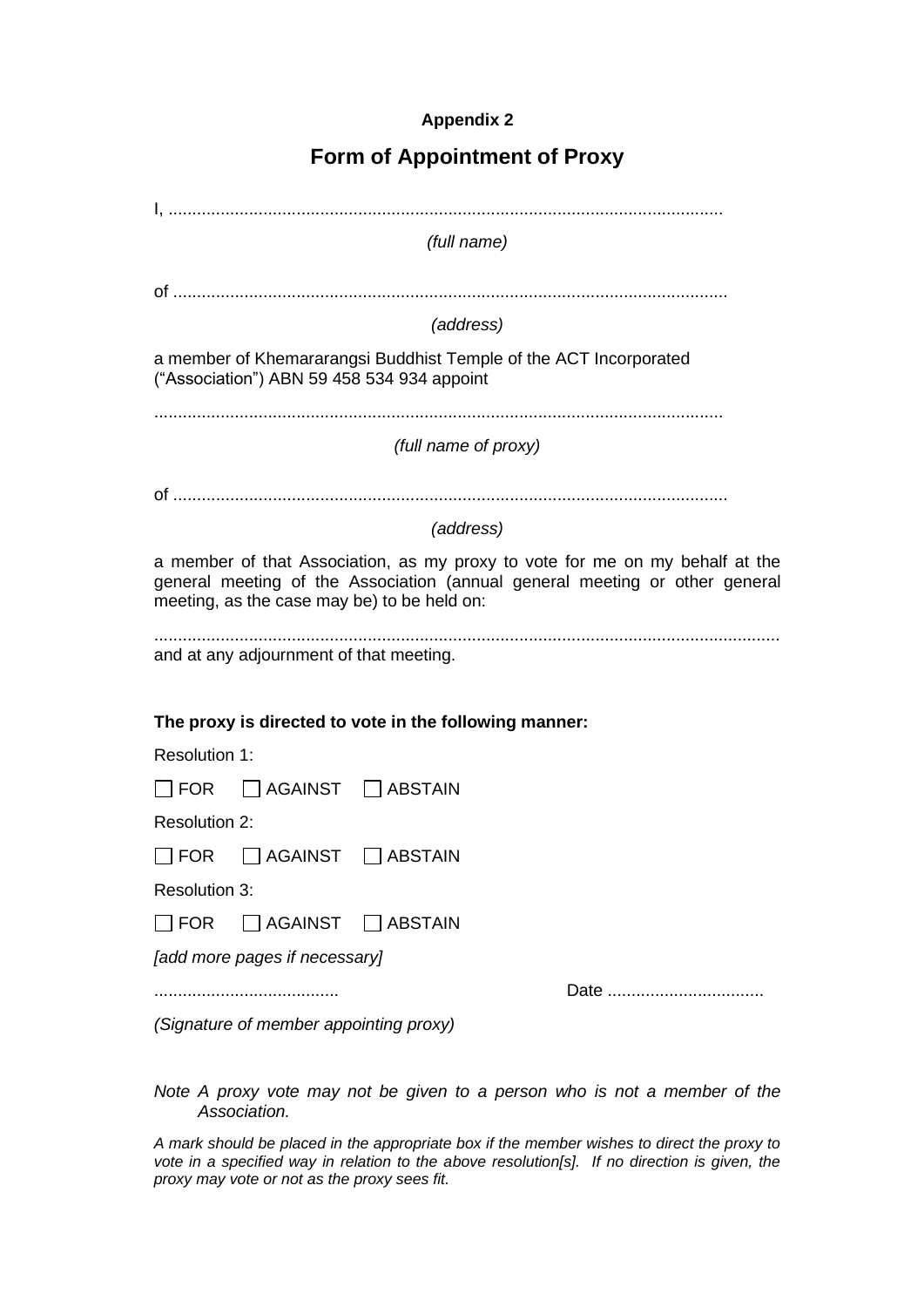**Appendix 2**

# Form of Appointment of Proxy

I, .....................................................................................................................

*(full name)*

of .....................................................................................................................

*(address)*

a member of Khemararangsi Buddhist Temple of the ACT Incorporated ("Association") ABN 59 458 534 934 appoint

.......................................................................................................................

*(full name of proxy)*

of .....................................................................................................................

*(address)*

a member of that Association, as my proxy to vote for me on my behalf at the general meeting of the Association (annual general meeting or other general meeting, as the case may be) to be held on:

.......................................................................................................................
and at any adjournment of that meeting.

**The proxy is directed to vote in the following manner:**

Resolution 1:

☐ FOR ☐ AGAINST ☐ ABSTAIN

Resolution 2:

☐ FOR ☐ AGAINST ☐ ABSTAIN

Resolution 3:

☐ FOR ☐ AGAINST ☐ ABSTAIN

*[add more pages if necessary]*

....................................... Date .................................

*(Signature of member appointing proxy)*

*Note A proxy vote may not be given to a person who is not a member of the Association.*

*A mark should be placed in the appropriate box if the member wishes to direct the proxy to vote in a specified way in relation to the above resolution[s]. If no direction is given, the proxy may vote or not as the proxy sees fit.*